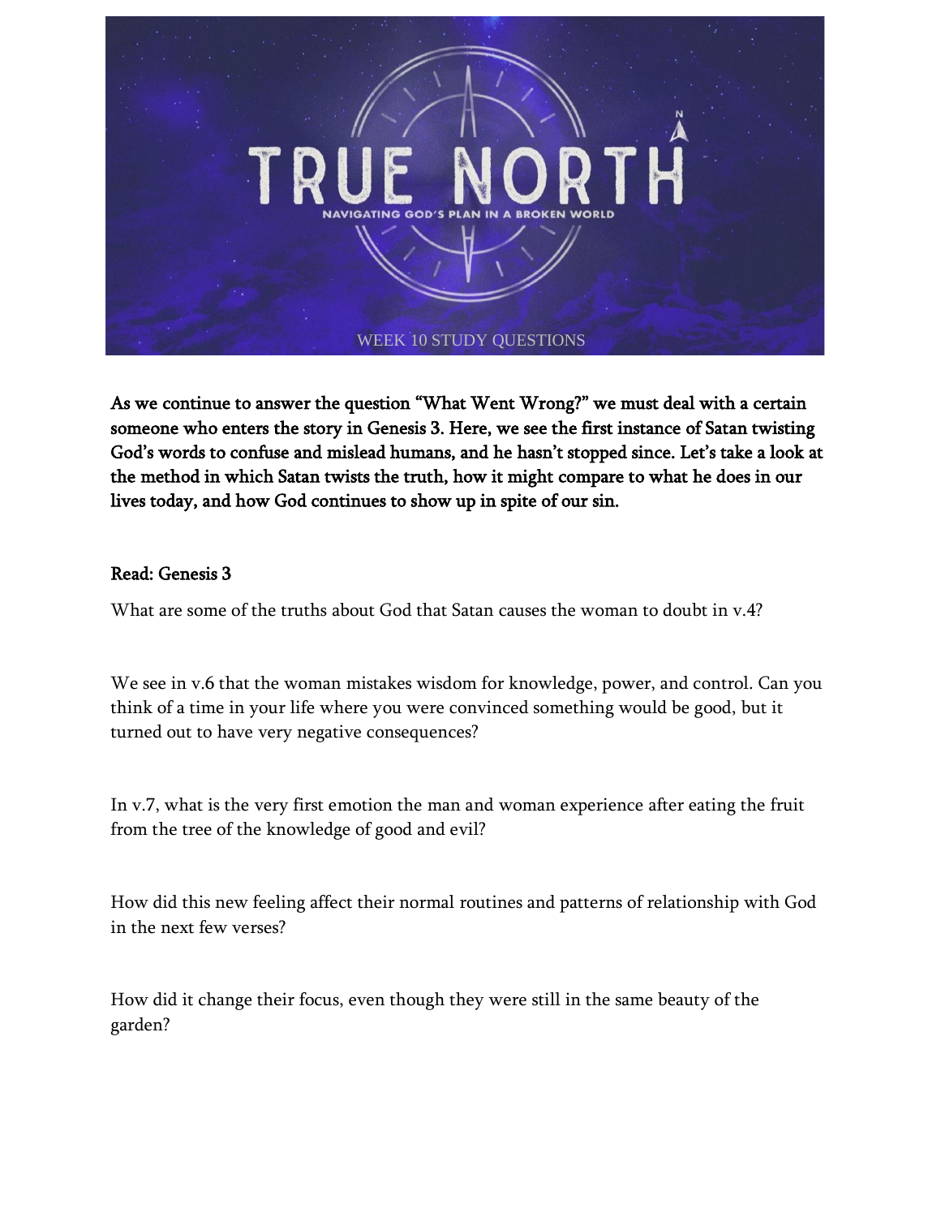# TRUE NORTH

NAVIGATING GOD'S PLAN IN A BROKEN WORLD

WEEK 10 STUDY QUESTIONS

**As we continue to answer the question "What Went Wrong?" we must deal with a certain someone who enters the story in Genesis 3. Here, we see the first instance of Satan twisting God's words to confuse and mislead humans, and he hasn't stopped since. Let's take a look at the method in which Satan twists the truth, how it might compare to what he does in our lives today, and how God continues to show up in spite of our sin.**

**Read: Genesis 3**

What are some of the truths about God that Satan causes the woman to doubt in v.4?

We see in v.6 that the woman mistakes wisdom for knowledge, power, and control. Can you think of a time in your life where you were convinced something would be good, but it turned out to have very negative consequences?

In v.7, what is the very first emotion the man and woman experience after eating the fruit from the tree of the knowledge of good and evil?

How did this new feeling affect their normal routines and patterns of relationship with God in the next few verses?

How did it change their focus, even though they were still in the same beauty of the garden?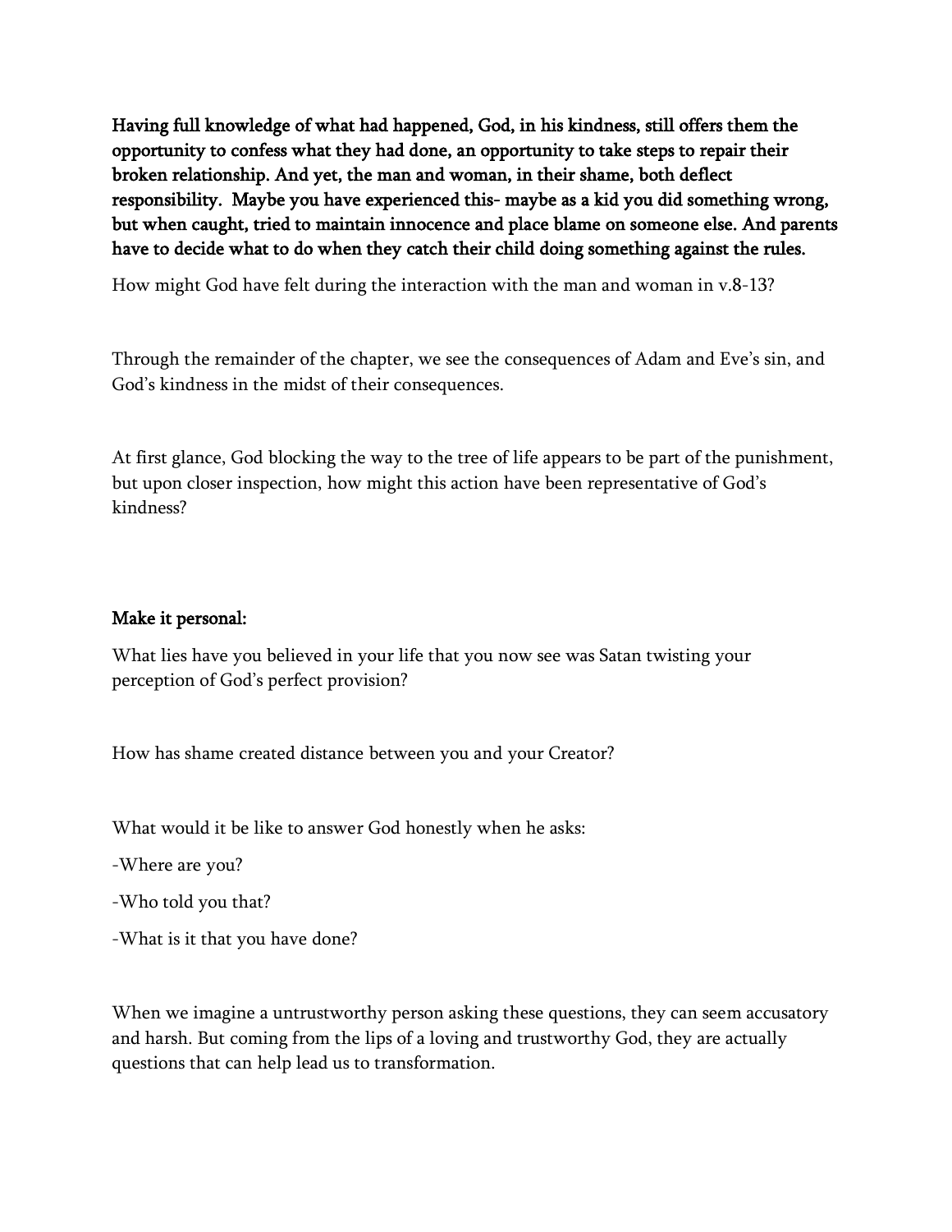**Having full knowledge of what had happened, God, in his kindness, still offers them the opportunity to confess what they had done, an opportunity to take steps to repair their broken relationship. And yet, the man and woman, in their shame, both deflect responsibility. Maybe you have experienced this- maybe as a kid you did something wrong, but when caught, tried to maintain innocence and place blame on someone else. And parents have to decide what to do when they catch their child doing something against the rules.**

How might God have felt during the interaction with the man and woman in v.8-13?

Through the remainder of the chapter, we see the consequences of Adam and Eve's sin, and God's kindness in the midst of their consequences.

At first glance, God blocking the way to the tree of life appears to be part of the punishment, but upon closer inspection, how might this action have been representative of God's kindness?

**Make it personal:**

What lies have you believed in your life that you now see was Satan twisting your perception of God's perfect provision?

How has shame created distance between you and your Creator?

What would it be like to answer God honestly when he asks:

-Where are you?

-Who told you that?

-What is it that you have done?

When we imagine a untrustworthy person asking these questions, they can seem accusatory and harsh. But coming from the lips of a loving and trustworthy God, they are actually questions that can help lead us to transformation.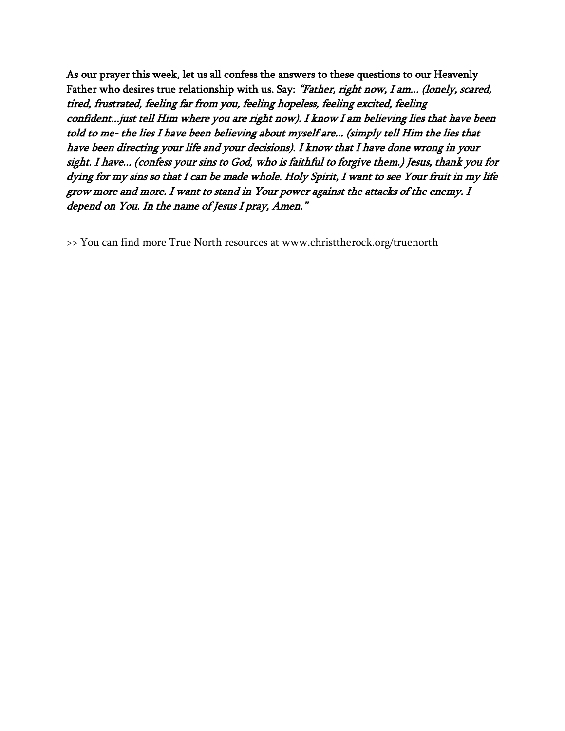As our prayer this week, let us all confess the answers to these questions to our Heavenly Father who desires true relationship with us. Say: *"Father, right now, I am… (lonely, scared, tired, frustrated, feeling far from you, feeling hopeless, feeling excited, feeling confident…just tell Him where you are right now). I know I am believing lies that have been told to me- the lies I have been believing about myself are… (simply tell Him the lies that have been directing your life and your decisions). I know that I have done wrong in your sight. I have… (confess your sins to God, who is faithful to forgive them.) Jesus, thank you for dying for my sins so that I can be made whole. Holy Spirit, I want to see Your fruit in my life grow more and more. I want to stand in Your power against the attacks of the enemy. I depend on You. In the name of Jesus I pray, Amen."*

>> You can find more True North resources at www.christtherock.org/truenorth